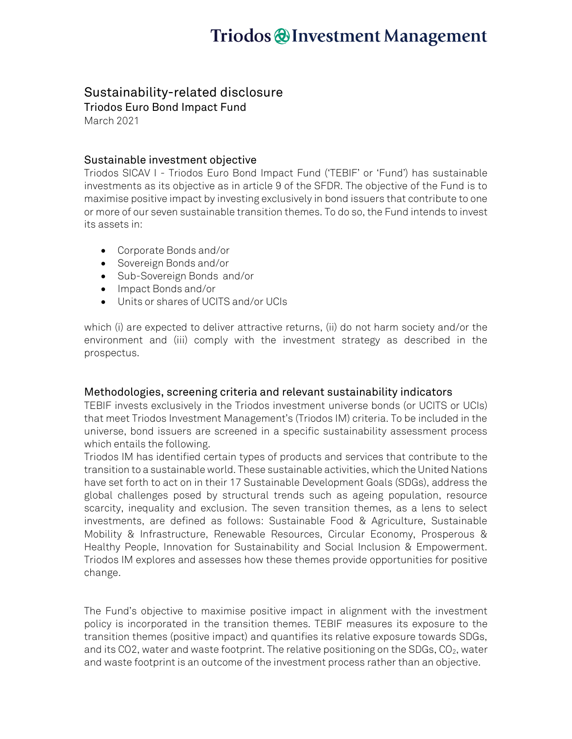# Sustainability-related disclosure

## Triodos Euro Bond Impact Fund

March 2021

### Sustainable investment objective

Triodos SICAV I - Triodos Euro Bond Impact Fund ('TEBIF' or 'Fund') has sustainable investments as its objective as in article 9 of the SFDR. The objective of the Fund is to maximise positive impact by investing exclusively in bond issuers that contribute to one or more of our seven sustainable transition themes. To do so, the Fund intends to invest its assets in:

- Corporate Bonds and/or
- Sovereign Bonds and/or
- Sub-Sovereign Bonds and/or
- Impact Bonds and/or
- Units or shares of UCITS and/or UCIs

which (i) are expected to deliver attractive returns, (ii) do not harm society and/or the environment and (iii) comply with the investment strategy as described in the prospectus.

### Methodologies, screening criteria and relevant sustainability indicators

TEBIF invests exclusively in the Triodos investment universe bonds (or UCITS or UCIs) that meet Triodos Investment Management's (Triodos IM) criteria. To be included in the universe, bond issuers are screened in a specific sustainability assessment process which entails the following.

Triodos IM has identified certain types of products and services that contribute to the transition to a sustainable world. These sustainable activities, which the United Nations have set forth to act on in their 17 Sustainable Development Goals (SDGs), address the global challenges posed by structural trends such as ageing population, resource scarcity, inequality and exclusion. The seven transition themes, as a lens to select investments, are defined as follows: Sustainable Food & Agriculture, Sustainable Mobility & Infrastructure, Renewable Resources, Circular Economy, Prosperous & Healthy People, Innovation for Sustainability and Social Inclusion & Empowerment. Triodos IM explores and assesses how these themes provide opportunities for positive change.

The Fund's objective to maximise positive impact in alignment with the investment policy is incorporated in the transition themes. TEBIF measures its exposure to the transition themes (positive impact) and quantifies its relative exposure towards SDGs, and its CO2, water and waste footprint. The relative positioning on the SDGs, $CO_2$, water and waste footprint is an outcome of the investment process rather than an objective.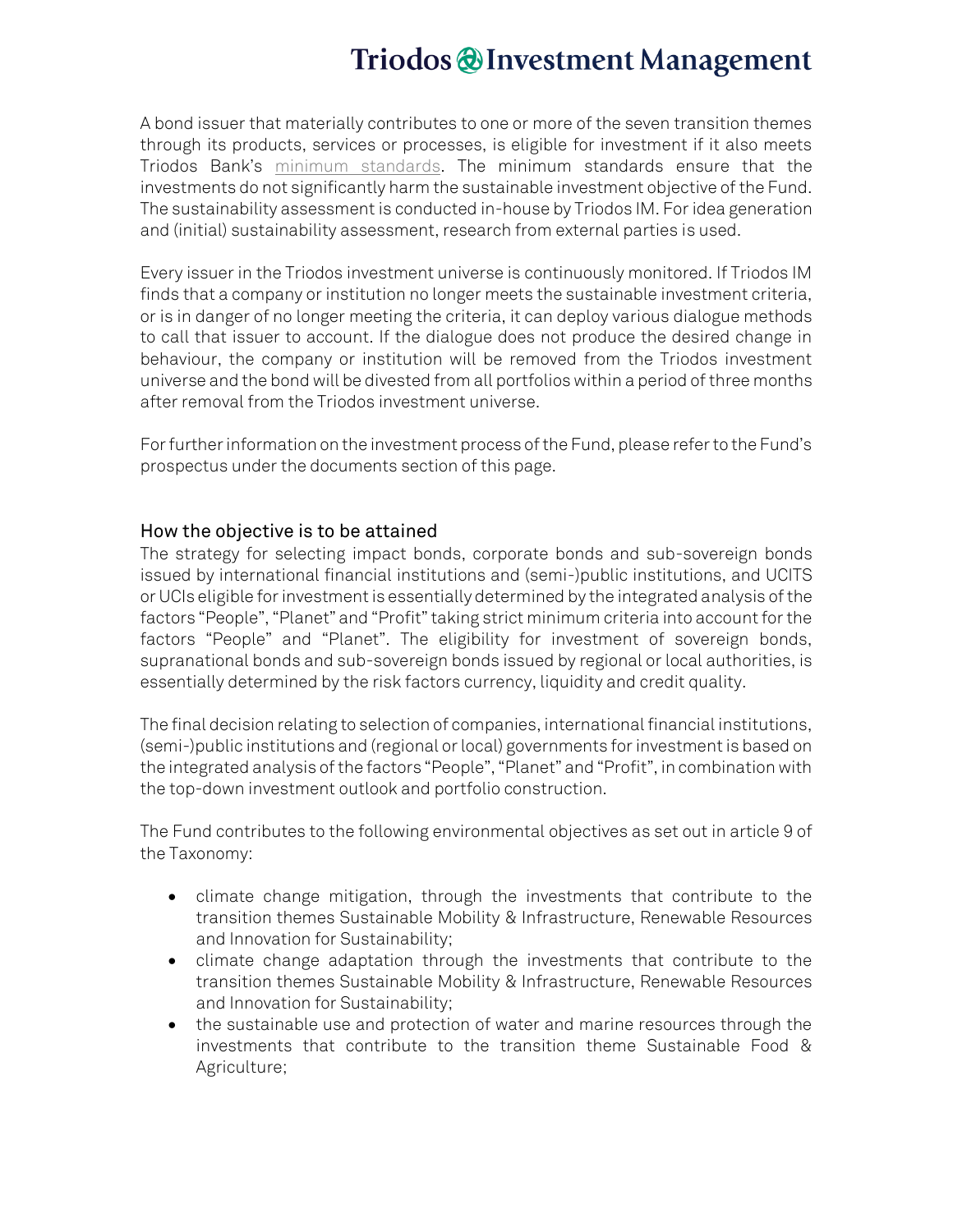A bond issuer that materially contributes to one or more of the seven transition themes through its products, services or processes, is eligible for investment if it also meets Triodos Bank's minimum standards. The minimum standards ensure that the investments do not significantly harm the sustainable investment objective of the Fund. The sustainability assessment is conducted in-house by Triodos IM. For idea generation and (initial) sustainability assessment, research from external parties is used.

Every issuer in the Triodos investment universe is continuously monitored. If Triodos IM finds that a company or institution no longer meets the sustainable investment criteria, or is in danger of no longer meeting the criteria, it can deploy various dialogue methods to call that issuer to account. If the dialogue does not produce the desired change in behaviour, the company or institution will be removed from the Triodos investment universe and the bond will be divested from all portfolios within a period of three months after removal from the Triodos investment universe.

For further information on the investment process of the Fund, please refer to the Fund's prospectus under the documents section of this page.

## How the objective is to be attained

The strategy for selecting impact bonds, corporate bonds and sub-sovereign bonds issued by international financial institutions and (semi-)public institutions, and UCITS or UCIs eligible for investment is essentially determined by the integrated analysis of the factors "People", "Planet" and "Profit" taking strict minimum criteria into account for the factors "People" and "Planet". The eligibility for investment of sovereign bonds, supranational bonds and sub-sovereign bonds issued by regional or local authorities, is essentially determined by the risk factors currency, liquidity and credit quality.

The final decision relating to selection of companies, international financial institutions, (semi-)public institutions and (regional or local) governments for investment is based on the integrated analysis of the factors "People", "Planet" and "Profit", in combination with the top-down investment outlook and portfolio construction.

The Fund contributes to the following environmental objectives as set out in article 9 of the Taxonomy:

- climate change mitigation, through the investments that contribute to the transition themes Sustainable Mobility & Infrastructure, Renewable Resources and Innovation for Sustainability;
- climate change adaptation through the investments that contribute to the transition themes Sustainable Mobility & Infrastructure, Renewable Resources and Innovation for Sustainability;
- the sustainable use and protection of water and marine resources through the investments that contribute to the transition theme Sustainable Food & Agriculture;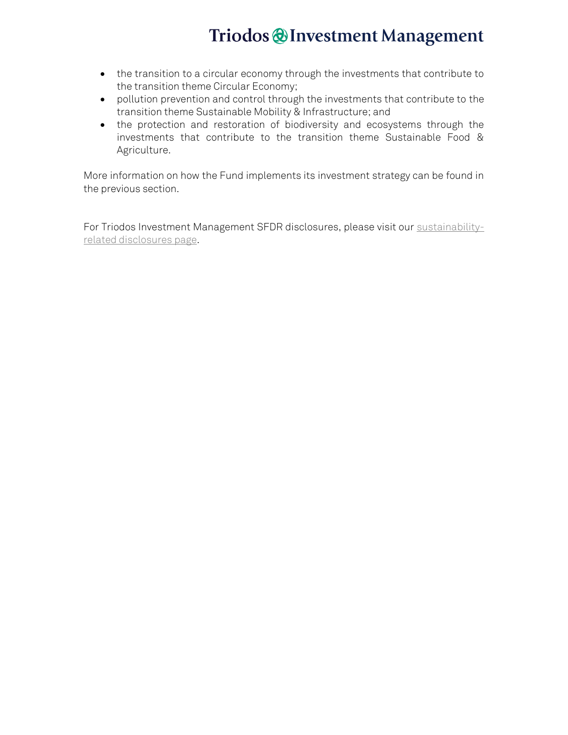- the transition to a circular economy through the investments that contribute to the transition theme Circular Economy;
- pollution prevention and control through the investments that contribute to the transition theme Sustainable Mobility & Infrastructure; and
- the protection and restoration of biodiversity and ecosystems through the investments that contribute to the transition theme Sustainable Food & Agriculture.

More information on how the Fund implements its investment strategy can be found in the previous section.

For Triodos Investment Management SFDR disclosures, please visit our sustainability-related disclosures page.